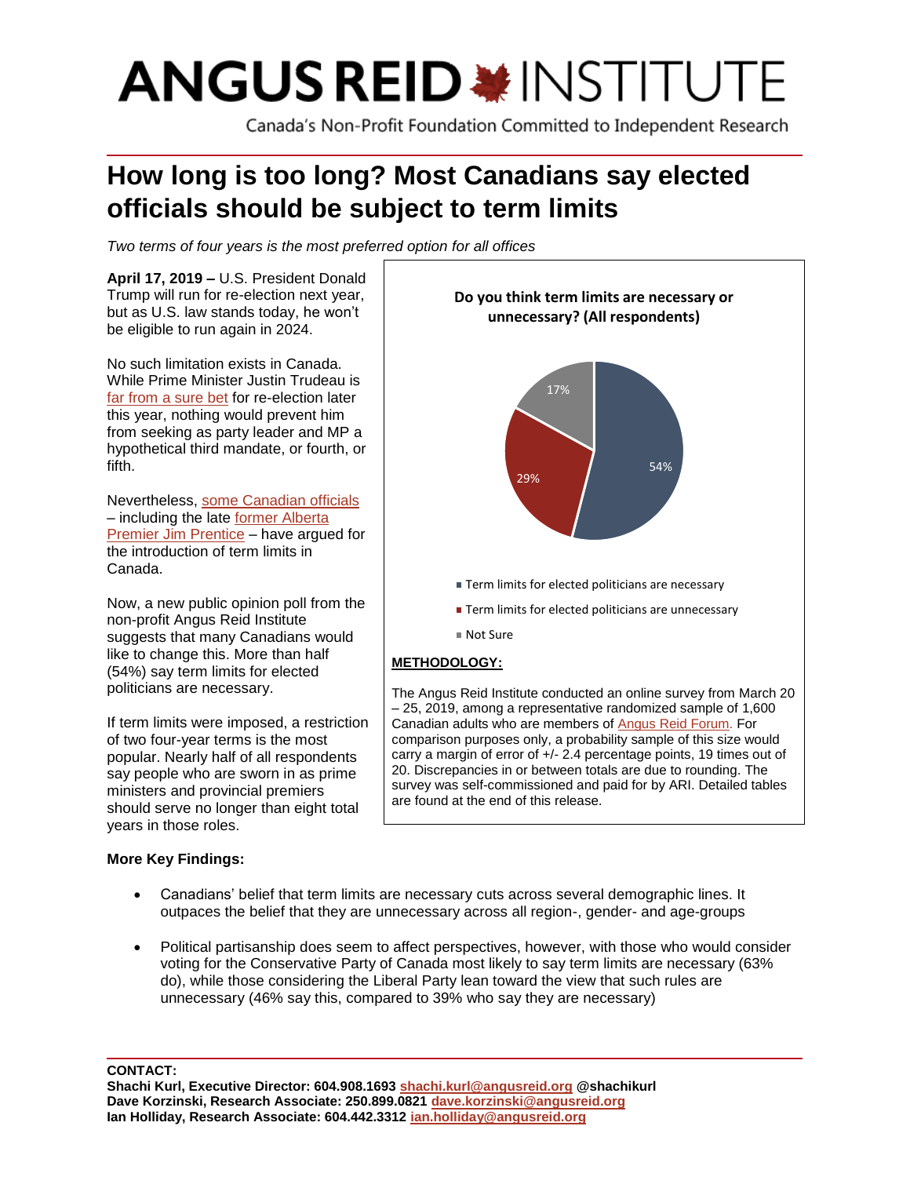# ANGUS REID INSTITUTE

Canada's Non-Profit Foundation Committed to Independent Research

# How long is too long? Most Canadians say elected officials should be subject to term limits

*Two terms of four years is the most preferred option for all offices*

**April 17, 2019 –** U.S. President Donald Trump will run for re-election next year, but as U.S. law stands today, he won't be eligible to run again in 2024.

No such limitation exists in Canada. While Prime Minister Justin Trudeau is far from a sure bet for re-election later this year, nothing would prevent him from seeking as party leader and MP a hypothetical third mandate, or fourth, or fifth.

Nevertheless, some Canadian officials – including the late former Alberta Premier Jim Prentice – have argued for the introduction of term limits in Canada.

Now, a new public opinion poll from the non-profit Angus Reid Institute suggests that many Canadians would like to change this. More than half (54%) say term limits for elected politicians are necessary.

If term limits were imposed, a restriction of two four-year terms is the most popular. Nearly half of all respondents say people who are sworn in as prime ministers and provincial premiers should serve no longer than eight total years in those roles.

**Do you think term limits are necessary or unnecessary? (All respondents)**

| Response | % |
|---|---|
| Term limits for elected politicians are necessary | 54% |
| Term limits for elected politicians are unnecessary | 29% |
| Not Sure | 17% |

**METHODOLOGY:**

The Angus Reid Institute conducted an online survey from March 20 – 25, 2019, among a representative randomized sample of 1,600 Canadian adults who are members of Angus Reid Forum. For comparison purposes only, a probability sample of this size would carry a margin of error of +/- 2.4 percentage points, 19 times out of 20. Discrepancies in or between totals are due to rounding. The survey was self-commissioned and paid for by ARI. Detailed tables are found at the end of this release.

**More Key Findings:**

- Canadians' belief that term limits are necessary cuts across several demographic lines. It outpaces the belief that they are unnecessary across all region-, gender- and age-groups
- Political partisanship does seem to affect perspectives, however, with those who would consider voting for the Conservative Party of Canada most likely to say term limits are necessary (63% do), while those considering the Liberal Party lean toward the view that such rules are unnecessary (46% say this, compared to 39% who say they are necessary)

**CONTACT:**
**Shachi Kurl, Executive Director: 604.908.1693 shachi.kurl@angusreid.org @shachikurl**
**Dave Korzinski, Research Associate: 250.899.0821 dave.korzinski@angusreid.org**
**Ian Holliday, Research Associate: 604.442.3312 ian.holliday@angusreid.org**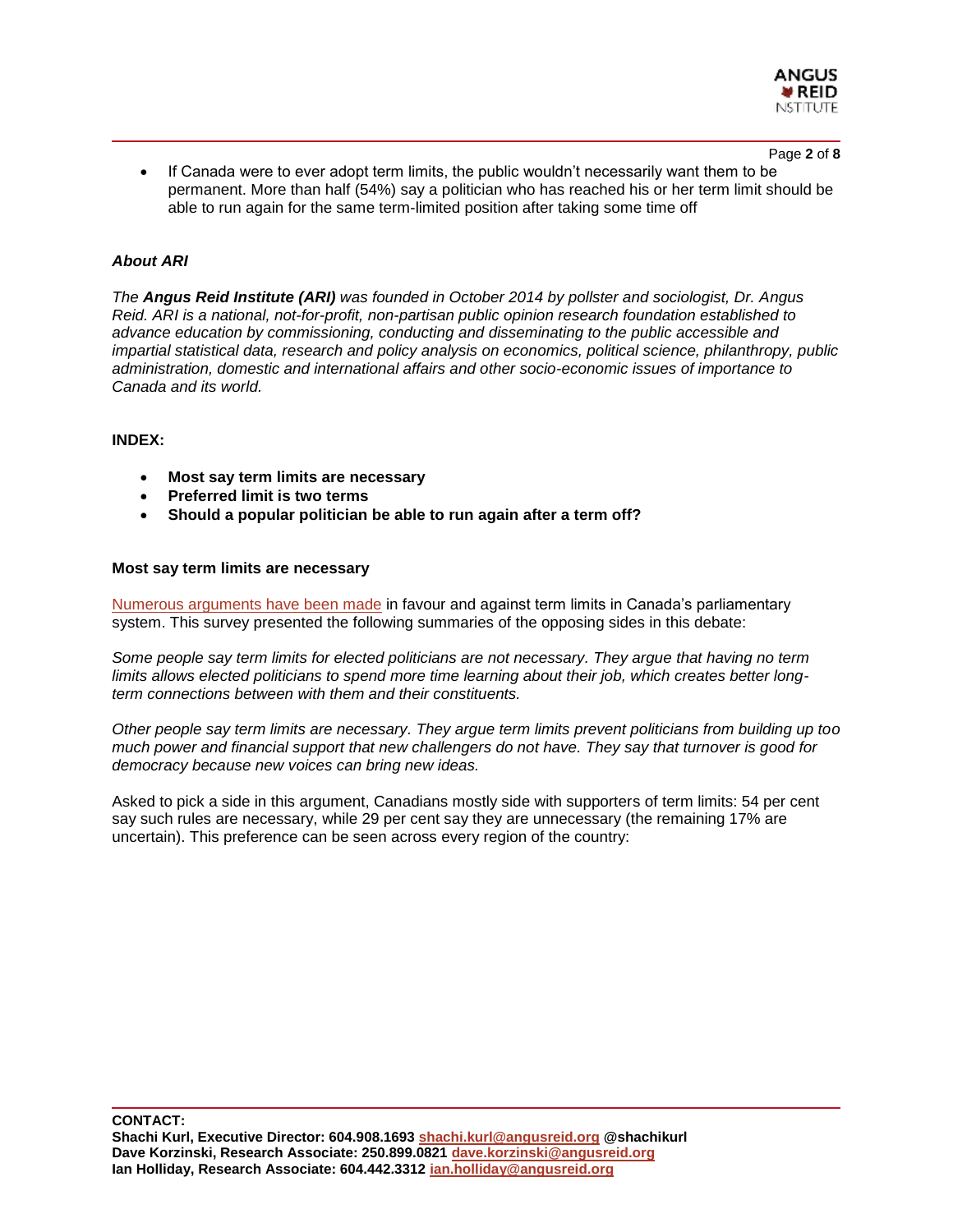- If Canada were to ever adopt term limits, the public wouldn't necessarily want them to be permanent. More than half (54%) say a politician who has reached his or her term limit should be able to run again for the same term-limited position after taking some time off

***About ARI***

*The **Angus Reid Institute (ARI)** was founded in October 2014 by pollster and sociologist, Dr. Angus Reid. ARI is a national, not-for-profit, non-partisan public opinion research foundation established to advance education by commissioning, conducting and disseminating to the public accessible and impartial statistical data, research and policy analysis on economics, political science, philanthropy, public administration, domestic and international affairs and other socio-economic issues of importance to Canada and its world.*

**INDEX:**

- **Most say term limits are necessary**
- **Preferred limit is two terms**
- **Should a popular politician be able to run again after a term off?**

**Most say term limits are necessary**

Numerous arguments have been made in favour and against term limits in Canada's parliamentary system. This survey presented the following summaries of the opposing sides in this debate:

*Some people say term limits for elected politicians are not necessary. They argue that having no term limits allows elected politicians to spend more time learning about their job, which creates better long-term connections between with them and their constituents.*

*Other people say term limits are necessary. They argue term limits prevent politicians from building up too much power and financial support that new challengers do not have. They say that turnover is good for democracy because new voices can bring new ideas.*

Asked to pick a side in this argument, Canadians mostly side with supporters of term limits: 54 per cent say such rules are necessary, while 29 per cent say they are unnecessary (the remaining 17% are uncertain). This preference can be seen across every region of the country:

**CONTACT:**
**Shachi Kurl, Executive Director: 604.908.1693 shachi.kurl@angusreid.org @shachikurl**
**Dave Korzinski, Research Associate: 250.899.0821 dave.korzinski@angusreid.org**
**Ian Holliday, Research Associate: 604.442.3312 ian.holliday@angusreid.org**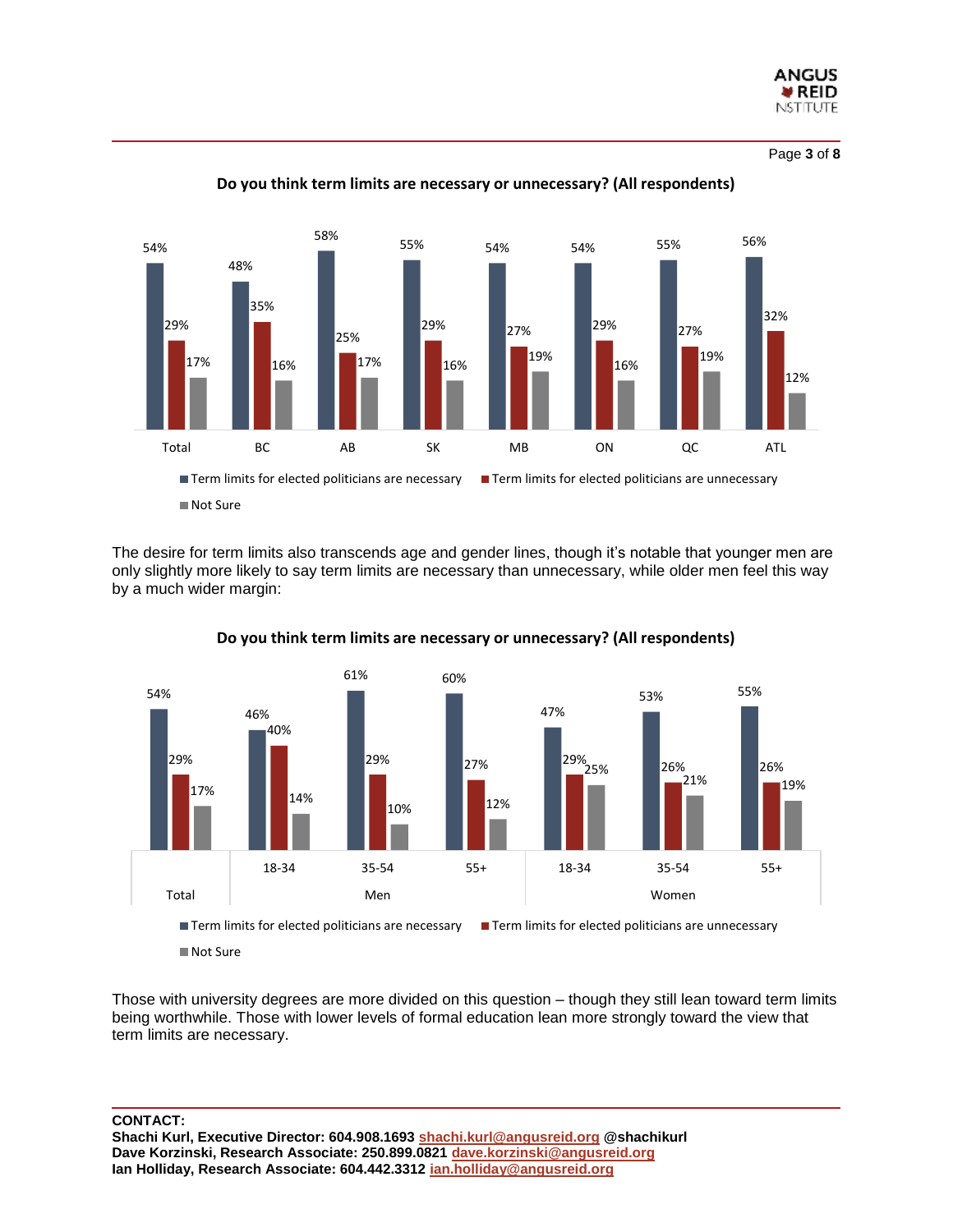**Do you think term limits are necessary or unnecessary? (All respondents)**

| | Total | BC | AB | SK | MB | ON | QC | ATL |
|---|---|---|---|---|---|---|---|---|
| Term limits for elected politicians are necessary | 54% | 48% | 58% | 55% | 54% | 54% | 55% | 56% |
| Term limits for elected politicians are unnecessary | 29% | 35% | 25% | 29% | 27% | 29% | 27% | 32% |
| Not Sure | 17% | 16% | 17% | 16% | 19% | 16% | 19% | 12% |

The desire for term limits also transcends age and gender lines, though it's notable that younger men are only slightly more likely to say term limits are necessary than unnecessary, while older men feel this way by a much wider margin:

**Do you think term limits are necessary or unnecessary? (All respondents)**

| | Total | Men | | | Women | | |
|---|---|---|---|---|---|---|---|
| | | 18-34 | 35-54 | 55+ | 18-34 | 35-54 | 55+ |
| Term limits for elected politicians are necessary | 54% | 46% | 61% | 60% | 47% | 53% | 55% |
| Term limits for elected politicians are unnecessary | 29% | 40% | 29% | 27% | 29% | 26% | 26% |
| Not Sure | 17% | 14% | 10% | 12% | 25% | 21% | 19% |

Those with university degrees are more divided on this question – though they still lean toward term limits being worthwhile. Those with lower levels of formal education lean more strongly toward the view that term limits are necessary.

**CONTACT:**
**Shachi Kurl, Executive Director: 604.908.1693 shachi.kurl@angusreid.org @shachikurl**
**Dave Korzinski, Research Associate: 250.899.0821 dave.korzinski@angusreid.org**
**Ian Holliday, Research Associate: 604.442.3312 ian.holliday@angusreid.org**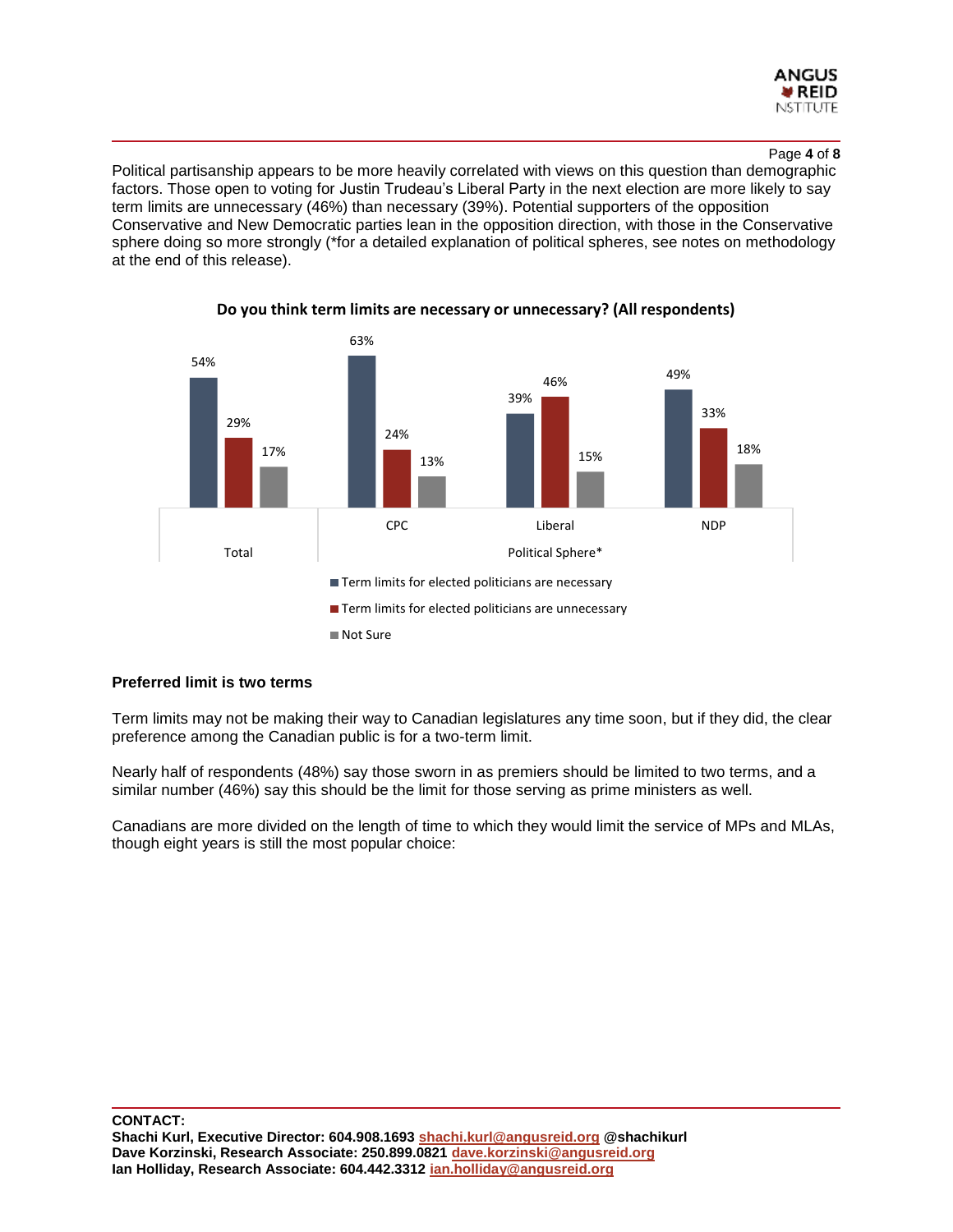Political partisanship appears to be more heavily correlated with views on this question than demographic factors. Those open to voting for Justin Trudeau's Liberal Party in the next election are more likely to say term limits are unnecessary (46%) than necessary (39%). Potential supporters of the opposition Conservative and New Democratic parties lean in the opposition direction, with those in the Conservative sphere doing so more strongly (*for a detailed explanation of political spheres, see notes on methodology at the end of this release).

**Do you think term limits are necessary or unnecessary? (All respondents)**

| | Total | Political Sphere* | | |
|---|---|---|---|---|
| | | CPC | Liberal | NDP |
| Term limits for elected politicians are necessary | 54% | 63% | 39% | 49% |
| Term limits for elected politicians are unnecessary | 29% | 24% | 46% | 33% |
| Not Sure | 17% | 13% | 15% | 18% |

### Preferred limit is two terms

Term limits may not be making their way to Canadian legislatures any time soon, but if they did, the clear preference among the Canadian public is for a two-term limit.

Nearly half of respondents (48%) say those sworn in as premiers should be limited to two terms, and a similar number (46%) say this should be the limit for those serving as prime ministers as well.

Canadians are more divided on the length of time to which they would limit the service of MPs and MLAs, though eight years is still the most popular choice:

**CONTACT:**
**Shachi Kurl, Executive Director: 604.908.1693 shachi.kurl@angusreid.org @shachikurl**
**Dave Korzinski, Research Associate: 250.899.0821 dave.korzinski@angusreid.org**
**Ian Holliday, Research Associate: 604.442.3312 ian.holliday@angusreid.org**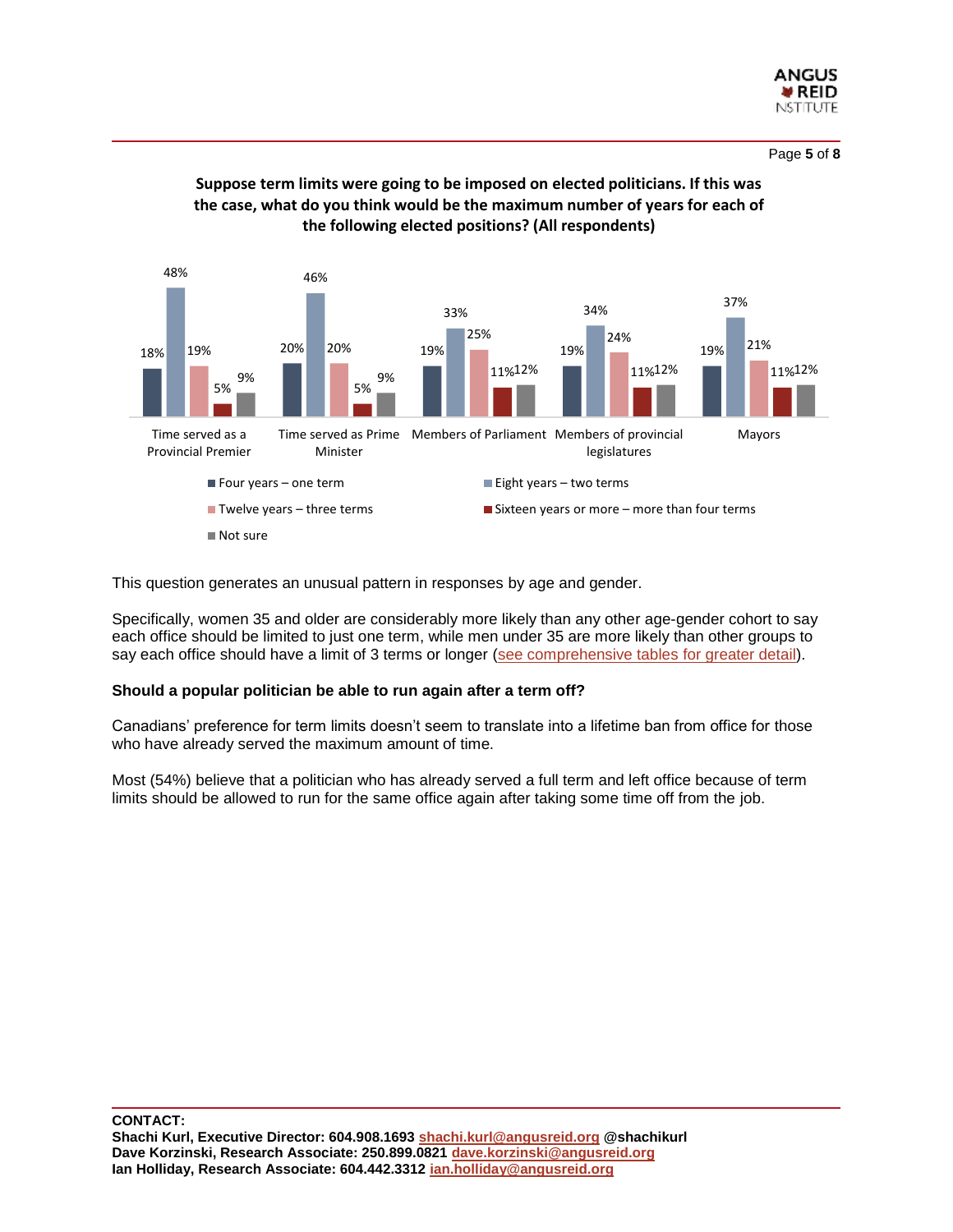**Suppose term limits were going to be imposed on elected politicians. If this was the case, what do you think would be the maximum number of years for each of the following elected positions? (All respondents)**

| | Four years – one term | Eight years – two terms | Twelve years – three terms | Sixteen years or more – more than four terms | Not sure |
|---|---|---|---|---|---|
| Time served as a Provincial Premier | 18% | 48% | 19% | 5% | 9% |
| Time served as Prime Minister | 20% | 46% | 20% | 5% | 9% |
| Members of Parliament | 19% | 33% | 25% | 11% | 12% |
| Members of provincial legislatures | 19% | 34% | 24% | 11% | 12% |
| Mayors | 19% | 37% | 21% | 11% | 12% |

This question generates an unusual pattern in responses by age and gender.

Specifically, women 35 and older are considerably more likely than any other age-gender cohort to say each office should be limited to just one term, while men under 35 are more likely than other groups to say each office should have a limit of 3 terms or longer (see comprehensive tables for greater detail).

**Should a popular politician be able to run again after a term off?**

Canadians' preference for term limits doesn't seem to translate into a lifetime ban from office for those who have already served the maximum amount of time.

Most (54%) believe that a politician who has already served a full term and left office because of term limits should be allowed to run for the same office again after taking some time off from the job.

**CONTACT:**
**Shachi Kurl, Executive Director: 604.908.1693 shachi.kurl@angusreid.org @shachikurl**
**Dave Korzinski, Research Associate: 250.899.0821 dave.korzinski@angusreid.org**
**Ian Holliday, Research Associate: 604.442.3312 ian.holliday@angusreid.org**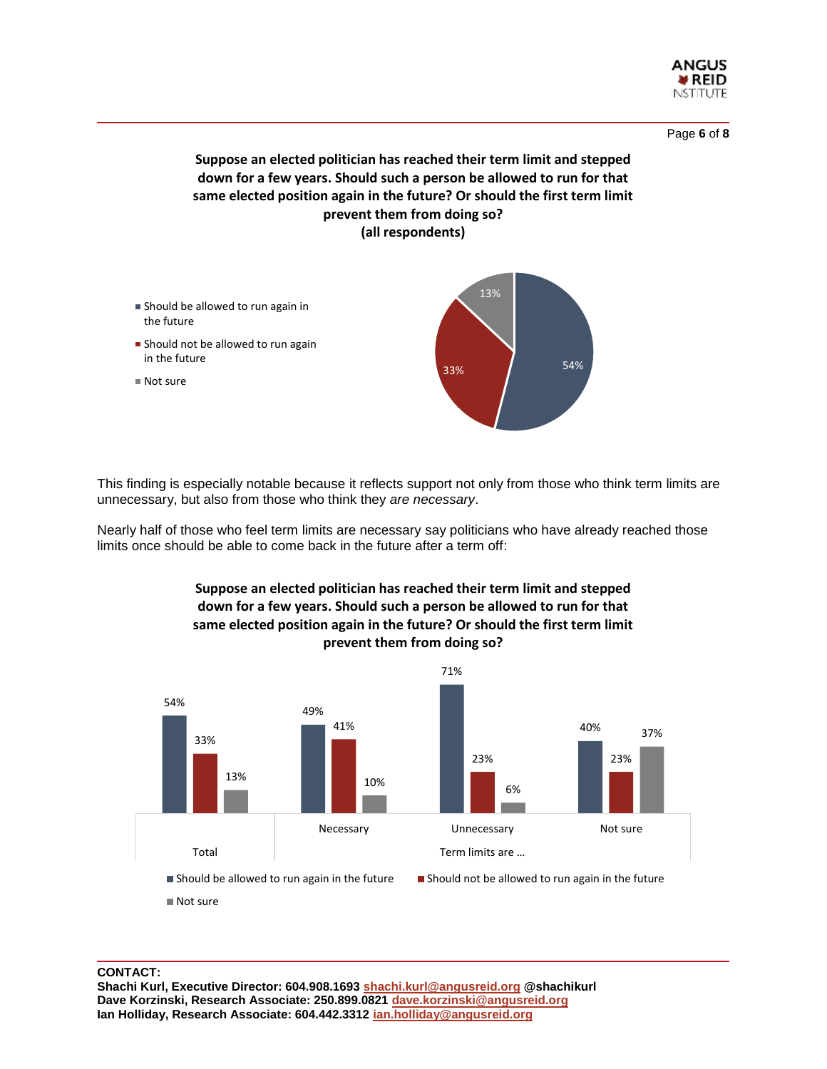**Suppose an elected politician has reached their term limit and stepped down for a few years. Should such a person be allowed to run for that same elected position again in the future? Or should the first term limit prevent them from doing so?**
**(all respondents)**

| Response | % |
|---|---|
| Should be allowed to run again in the future | 54% |
| Should not be allowed to run again in the future | 33% |
| Not sure | 13% |

This finding is especially notable because it reflects support not only from those who think term limits are unnecessary, but also from those who think they *are necessary*.

Nearly half of those who feel term limits are necessary say politicians who have already reached those limits once should be able to come back in the future after a term off:

**Suppose an elected politician has reached their term limit and stepped down for a few years. Should such a person be allowed to run for that same elected position again in the future? Or should the first term limit prevent them from doing so?**

| | Total | Term limits are … Necessary | Term limits are … Unnecessary | Term limits are … Not sure |
|---|---|---|---|---|
| Should be allowed to run again in the future | 54% | 49% | 71% | 40% |
| Should not be allowed to run again in the future | 33% | 41% | 23% | 23% |
| Not sure | 13% | 10% | 6% | 37% |

**CONTACT:**
**Shachi Kurl, Executive Director: 604.908.1693 shachi.kurl@angusreid.org @shachikurl**
**Dave Korzinski, Research Associate: 250.899.0821 dave.korzinski@angusreid.org**
**Ian Holliday, Research Associate: 604.442.3312 ian.holliday@angusreid.org**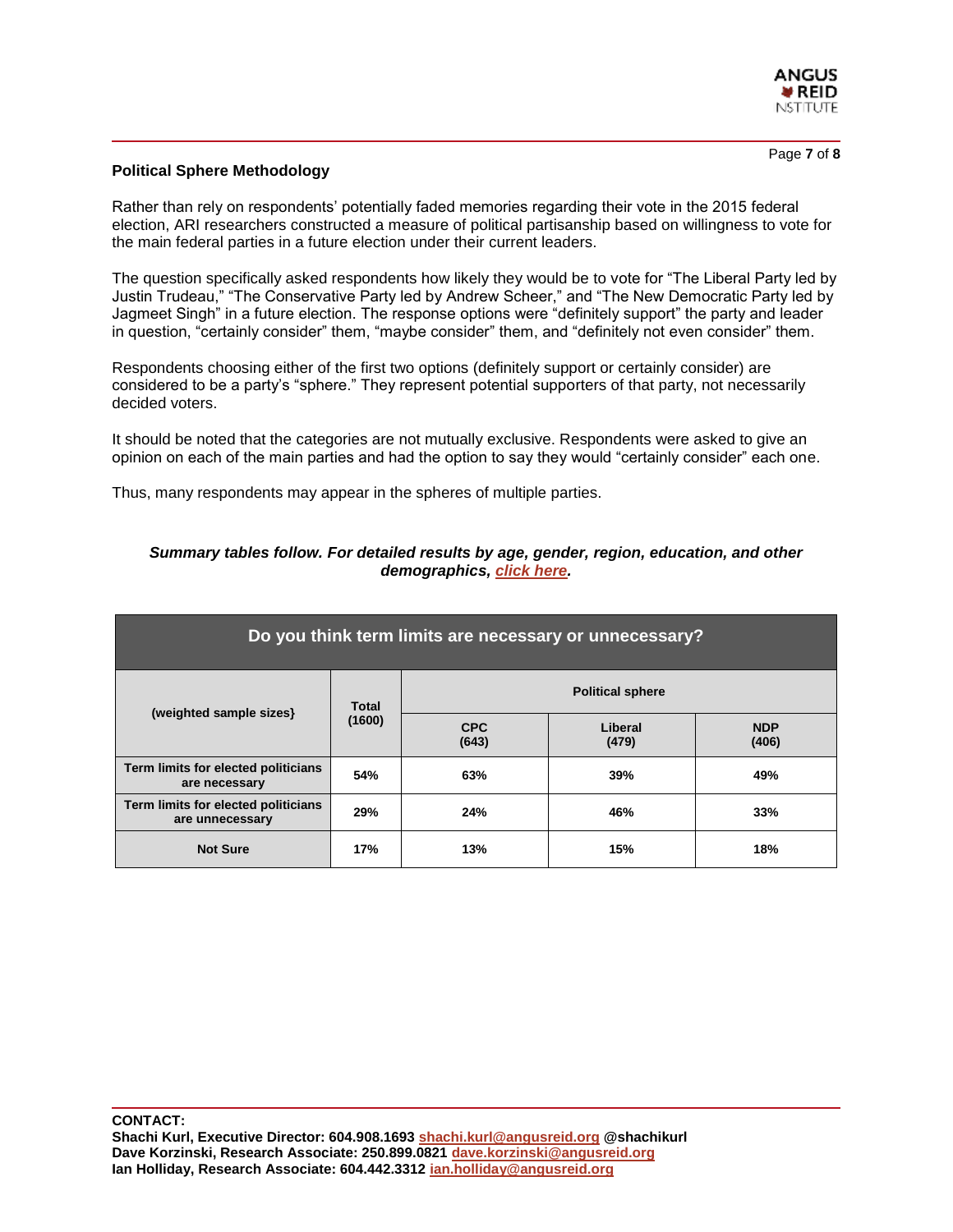**Political Sphere Methodology**

Rather than rely on respondents' potentially faded memories regarding their vote in the 2015 federal election, ARI researchers constructed a measure of political partisanship based on willingness to vote for the main federal parties in a future election under their current leaders.

The question specifically asked respondents how likely they would be to vote for "The Liberal Party led by Justin Trudeau," "The Conservative Party led by Andrew Scheer," and "The New Democratic Party led by Jagmeet Singh" in a future election. The response options were "definitely support" the party and leader in question, "certainly consider" them, "maybe consider" them, and "definitely not even consider" them.

Respondents choosing either of the first two options (definitely support or certainly consider) are considered to be a party's "sphere." They represent potential supporters of that party, not necessarily decided voters.

It should be noted that the categories are not mutually exclusive. Respondents were asked to give an opinion on each of the main parties and had the option to say they would "certainly consider" each one.

Thus, many respondents may appear in the spheres of multiple parties.

***Summary tables follow. For detailed results by age, gender, region, education, and other demographics, click here.***

**Do you think term limits are necessary or unnecessary?**

| (weighted sample sizes) | Total (1600) | Political sphere | | |
|---|---|---|---|---|
| | | CPC (643) | Liberal (479) | NDP (406) |
| Term limits for elected politicians are necessary | 54% | 63% | 39% | 49% |
| Term limits for elected politicians are unnecessary | 29% | 24% | 46% | 33% |
| Not Sure | 17% | 13% | 15% | 18% |

**CONTACT:**
**Shachi Kurl, Executive Director: 604.908.1693 shachi.kurl@angusreid.org @shachikurl**
**Dave Korzinski, Research Associate: 250.899.0821 dave.korzinski@angusreid.org**
**Ian Holliday, Research Associate: 604.442.3312 ian.holliday@angusreid.org**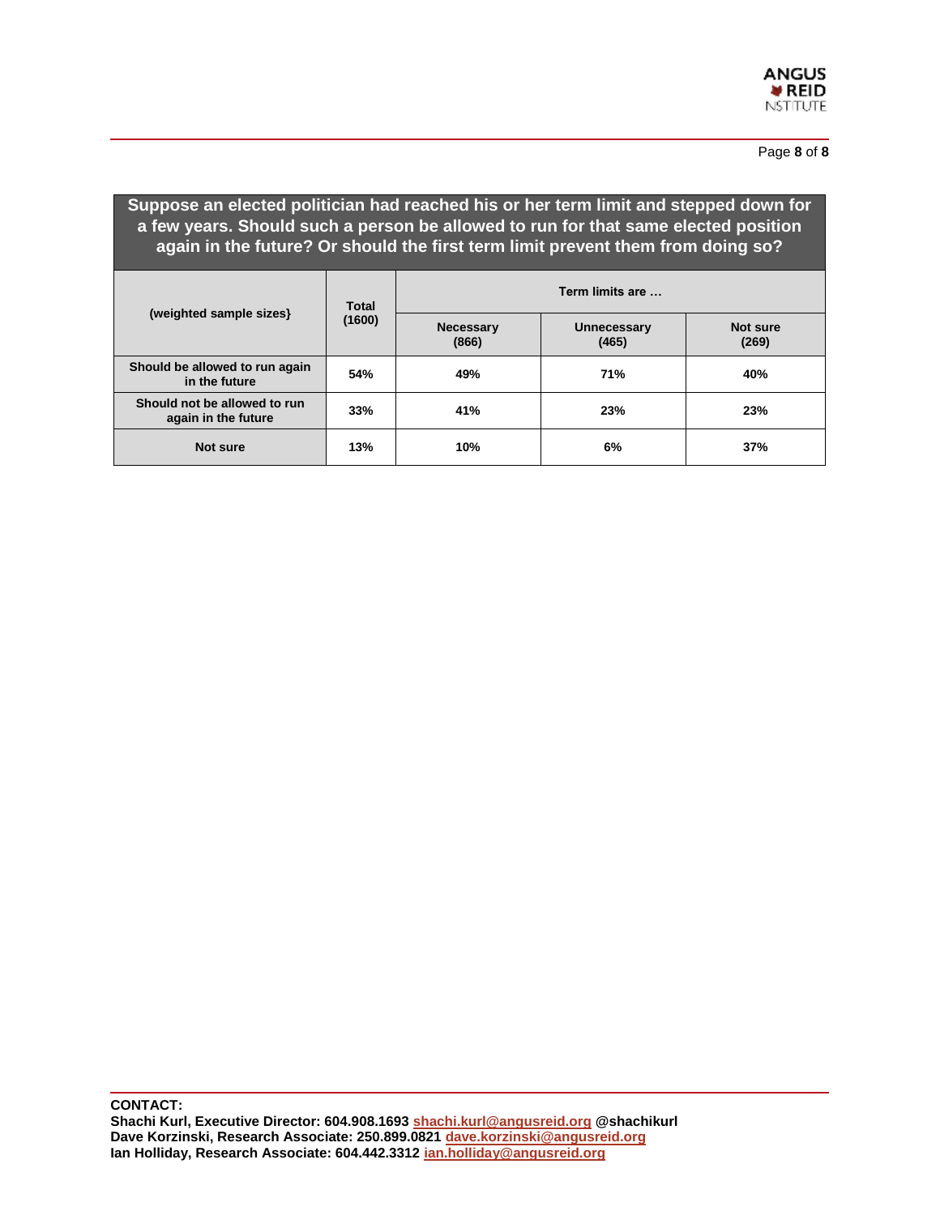**Suppose an elected politician had reached his or her term limit and stepped down for a few years. Should such a person be allowed to run for that same elected position again in the future? Or should the first term limit prevent them from doing so?**

| {weighted sample sizes} | Total (1600) | Term limits are … | | |
|---|---|---|---|---|
| | | Necessary (866) | Unnecessary (465) | Not sure (269) |
| Should be allowed to run again in the future | 54% | 49% | 71% | 40% |
| Should not be allowed to run again in the future | 33% | 41% | 23% | 23% |
| Not sure | 13% | 10% | 6% | 37% |

**CONTACT:**
**Shachi Kurl, Executive Director: 604.908.1693 shachi.kurl@angusreid.org @shachikurl**
**Dave Korzinski, Research Associate: 250.899.0821 dave.korzinski@angusreid.org**
**Ian Holliday, Research Associate: 604.442.3312 ian.holliday@angusreid.org**